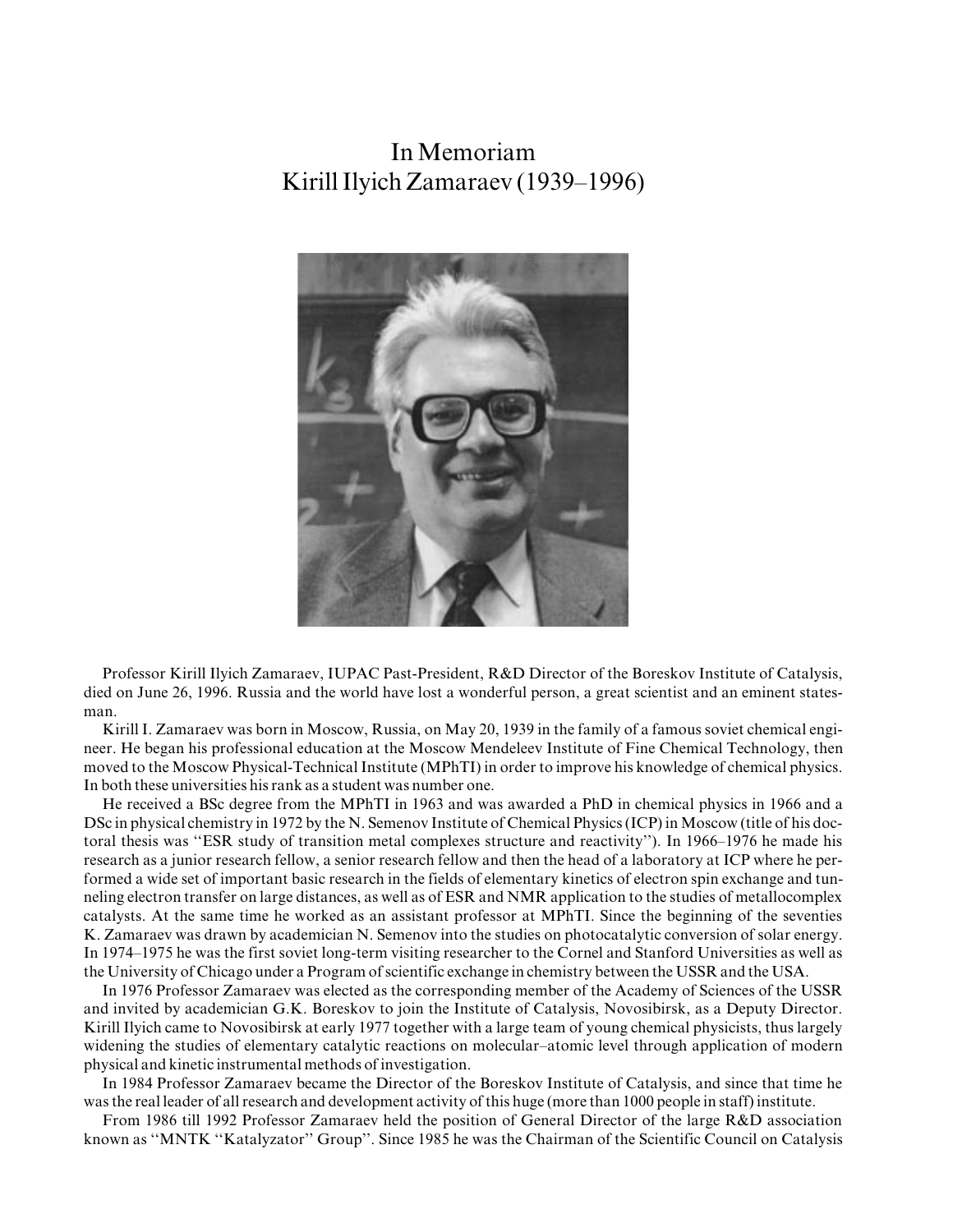# In Memoriam
# Kirill Ilyich Zamaraev (1939–1996)

Professor Kirill Ilyich Zamaraev, IUPAC Past-President, R&D Director of the Boreskov Institute of Catalysis, died on June 26, 1996. Russia and the world have lost a wonderful person, a great scientist and an eminent statesman.

Kirill I. Zamaraev was born in Moscow, Russia, on May 20, 1939 in the family of a famous soviet chemical engineer. He began his professional education at the Moscow Mendeleev Institute of Fine Chemical Technology, then moved to the Moscow Physical-Technical Institute (MPhTI) in order to improve his knowledge of chemical physics. In both these universities his rank as a student was number one.

He received a BSc degree from the MPhTI in 1963 and was awarded a PhD in chemical physics in 1966 and a DSc in physical chemistry in 1972 by the N. Semenov Institute of Chemical Physics (ICP) in Moscow (title of his doctoral thesis was ''ESR study of transition metal complexes structure and reactivity''). In 1966–1976 he made his research as a junior research fellow, a senior research fellow and then the head of a laboratory at ICP where he performed a wide set of important basic research in the fields of elementary kinetics of electron spin exchange and tunneling electron transfer on large distances, as well as of ESR and NMR application to the studies of metallocomplex catalysts. At the same time he worked as an assistant professor at MPhTI. Since the beginning of the seventies K. Zamaraev was drawn by academician N. Semenov into the studies on photocatalytic conversion of solar energy. In 1974–1975 he was the first soviet long-term visiting researcher to the Cornel and Stanford Universities as well as the University of Chicago under a Program of scientific exchange in chemistry between the USSR and the USA.

In 1976 Professor Zamaraev was elected as the corresponding member of the Academy of Sciences of the USSR and invited by academician G.K. Boreskov to join the Institute of Catalysis, Novosibirsk, as a Deputy Director. Kirill Ilyich came to Novosibirsk at early 1977 together with a large team of young chemical physicists, thus largely widening the studies of elementary catalytic reactions on molecular–atomic level through application of modern physical and kinetic instrumental methods of investigation.

In 1984 Professor Zamaraev became the Director of the Boreskov Institute of Catalysis, and since that time he was the real leader of all research and development activity of this huge (more than 1000 people in staff) institute.

From 1986 till 1992 Professor Zamaraev held the position of General Director of the large R&D association known as ''MNTK ''Katalyzator'' Group''. Since 1985 he was the Chairman of the Scientific Council on Catalysis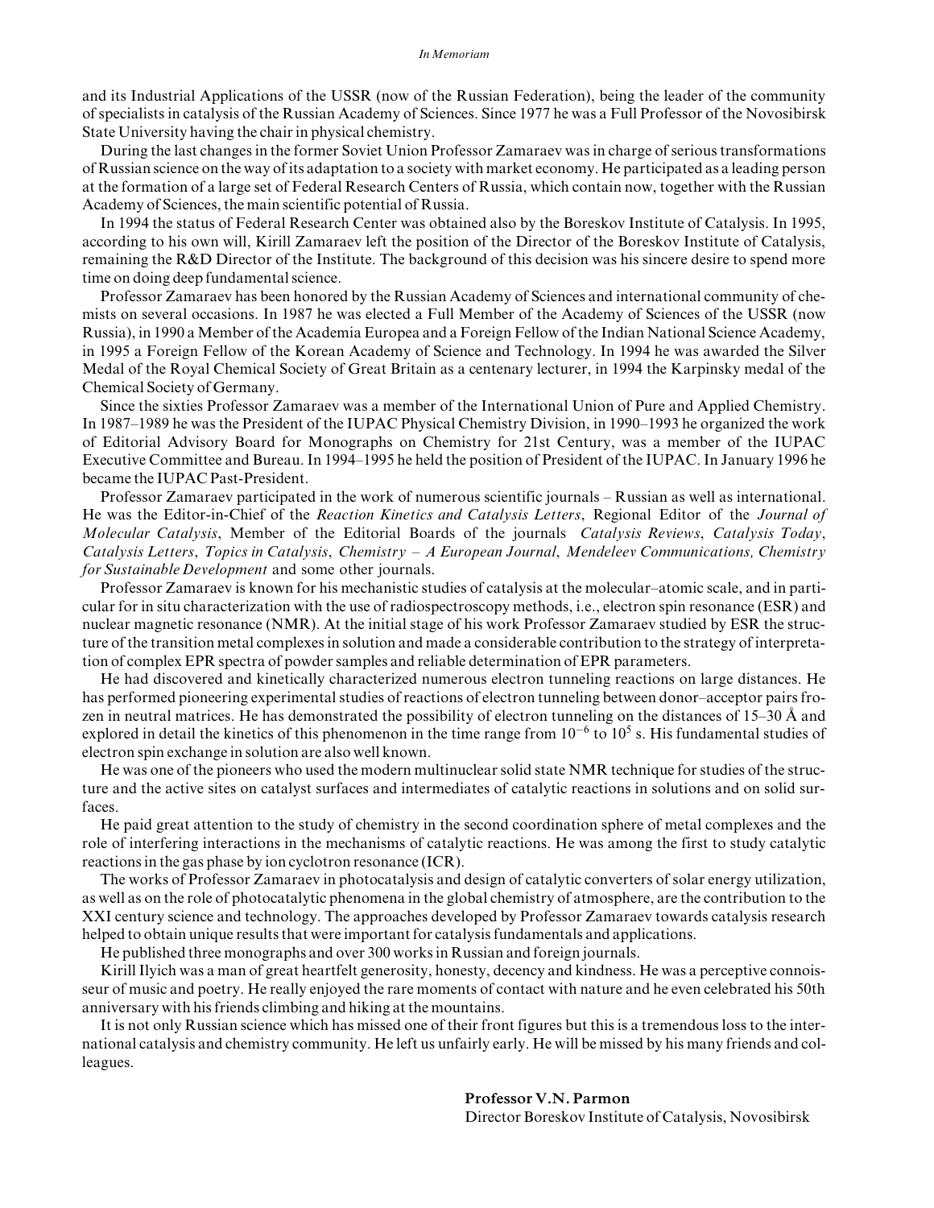and its Industrial Applications of the USSR (now of the Russian Federation), being the leader of the community of specialists in catalysis of the Russian Academy of Sciences. Since 1977 he was a Full Professor of the Novosibirsk State University having the chair in physical chemistry.

During the last changes in the former Soviet Union Professor Zamaraev was in charge of serious transformations of Russian science on the way of its adaptation to a society with market economy. He participated as a leading person at the formation of a large set of Federal Research Centers of Russia, which contain now, together with the Russian Academy of Sciences, the main scientific potential of Russia.

In 1994 the status of Federal Research Center was obtained also by the Boreskov Institute of Catalysis. In 1995, according to his own will, Kirill Zamaraev left the position of the Director of the Boreskov Institute of Catalysis, remaining the R&D Director of the Institute. The background of this decision was his sincere desire to spend more time on doing deep fundamental science.

Professor Zamaraev has been honored by the Russian Academy of Sciences and international community of chemists on several occasions. In 1987 he was elected a Full Member of the Academy of Sciences of the USSR (now Russia), in 1990 a Member of the Academia Europea and a Foreign Fellow of the Indian National Science Academy, in 1995 a Foreign Fellow of the Korean Academy of Science and Technology. In 1994 he was awarded the Silver Medal of the Royal Chemical Society of Great Britain as a centenary lecturer, in 1994 the Karpinsky medal of the Chemical Society of Germany.

Since the sixties Professor Zamaraev was a member of the International Union of Pure and Applied Chemistry. In 1987–1989 he was the President of the IUPAC Physical Chemistry Division, in 1990–1993 he organized the work of Editorial Advisory Board for Monographs on Chemistry for 21st Century, was a member of the IUPAC Executive Committee and Bureau. In 1994–1995 he held the position of President of the IUPAC. In January 1996 he became the IUPAC Past-President.

Professor Zamaraev participated in the work of numerous scientific journals – Russian as well as international. He was the Editor-in-Chief of the *Reaction Kinetics and Catalysis Letters*, Regional Editor of the *Journal of Molecular Catalysis*, Member of the Editorial Boards of the journals *Catalysis Reviews*, *Catalysis Today*, *Catalysis Letters*, *Topics in Catalysis*, *Chemistry – A European Journal*, *Mendeleev Communications, Chemistry for Sustainable Development* and some other journals.

Professor Zamaraev is known for his mechanistic studies of catalysis at the molecular–atomic scale, and in particular for in situ characterization with the use of radiospectroscopy methods, i.e., electron spin resonance (ESR) and nuclear magnetic resonance (NMR). At the initial stage of his work Professor Zamaraev studied by ESR the structure of the transition metal complexes in solution and made a considerable contribution to the strategy of interpretation of complex EPR spectra of powder samples and reliable determination of EPR parameters.

He had discovered and kinetically characterized numerous electron tunneling reactions on large distances. He has performed pioneering experimental studies of reactions of electron tunneling between donor–acceptor pairs frozen in neutral matrices. He has demonstrated the possibility of electron tunneling on the distances of 15–30 Å and explored in detail the kinetics of this phenomenon in the time range from $10^{-6}$ to $10^{5}$ s. His fundamental studies of electron spin exchange in solution are also well known.

He was one of the pioneers who used the modern multinuclear solid state NMR technique for studies of the structure and the active sites on catalyst surfaces and intermediates of catalytic reactions in solutions and on solid surfaces.

He paid great attention to the study of chemistry in the second coordination sphere of metal complexes and the role of interfering interactions in the mechanisms of catalytic reactions. He was among the first to study catalytic reactions in the gas phase by ion cyclotron resonance (ICR).

The works of Professor Zamaraev in photocatalysis and design of catalytic converters of solar energy utilization, as well as on the role of photocatalytic phenomena in the global chemistry of atmosphere, are the contribution to the XXI century science and technology. The approaches developed by Professor Zamaraev towards catalysis research helped to obtain unique results that were important for catalysis fundamentals and applications.

He published three monographs and over 300 works in Russian and foreign journals.

Kirill Ilyich was a man of great heartfelt generosity, honesty, decency and kindness. He was a perceptive connoisseur of music and poetry. He really enjoyed the rare moments of contact with nature and he even celebrated his 50th anniversary with his friends climbing and hiking at the mountains.

It is not only Russian science which has missed one of their front figures but this is a tremendous loss to the international catalysis and chemistry community. He left us unfairly early. He will be missed by his many friends and colleagues.

**Professor V.N. Parmon**
Director Boreskov Institute of Catalysis, Novosibirsk